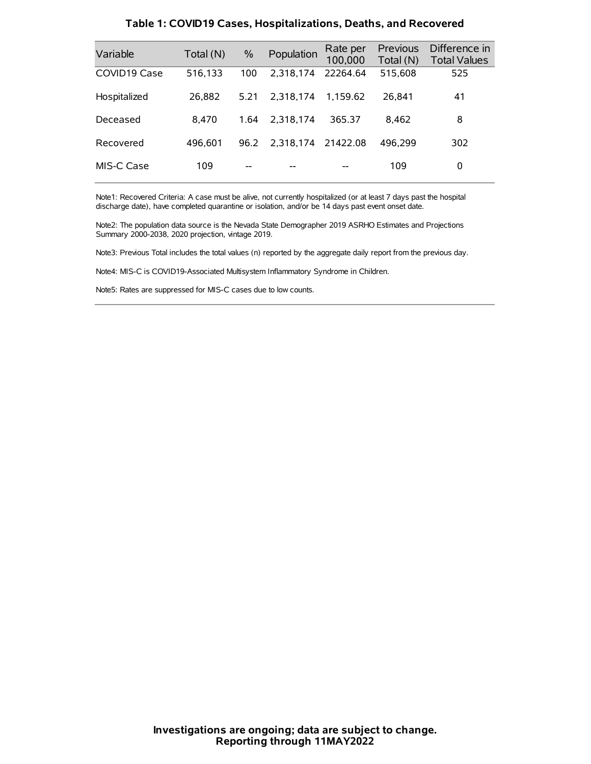**Table 1: COVID19 Cases, Hospitalizations, Deaths, and Recovered**

| Variable | Total (N) | % | Population | Rate per 100,000 | Previous Total (N) | Difference in Total Values |
|---|---|---|---|---|---|---|
| COVID19 Case | 516,133 | 100 | 2,318,174 | 22264.64 | 515,608 | 525 |
| Hospitalized | 26,882 | 5.21 | 2,318,174 | 1,159.62 | 26,841 | 41 |
| Deceased | 8,470 | 1.64 | 2,318,174 | 365.37 | 8,462 | 8 |
| Recovered | 496,601 | 96.2 | 2,318,174 | 21422.08 | 496,299 | 302 |
| MIS-C Case | 109 | -- | -- | -- | 109 | 0 |

Note1: Recovered Criteria: A case must be alive, not currently hospitalized (or at least 7 days past the hospital discharge date), have completed quarantine or isolation, and/or be 14 days past event onset date.

Note2: The population data source is the Nevada State Demographer 2019 ASRHO Estimates and Projections Summary 2000-2038, 2020 projection, vintage 2019.

Note3: Previous Total includes the total values (n) reported by the aggregate daily report from the previous day.

Note4: MIS-C is COVID19-Associated Multisystem Inflammatory Syndrome in Children.

Note5: Rates are suppressed for MIS-C cases due to low counts.

**Investigations are ongoing; data are subject to change.**
**Reporting through 11MAY2022**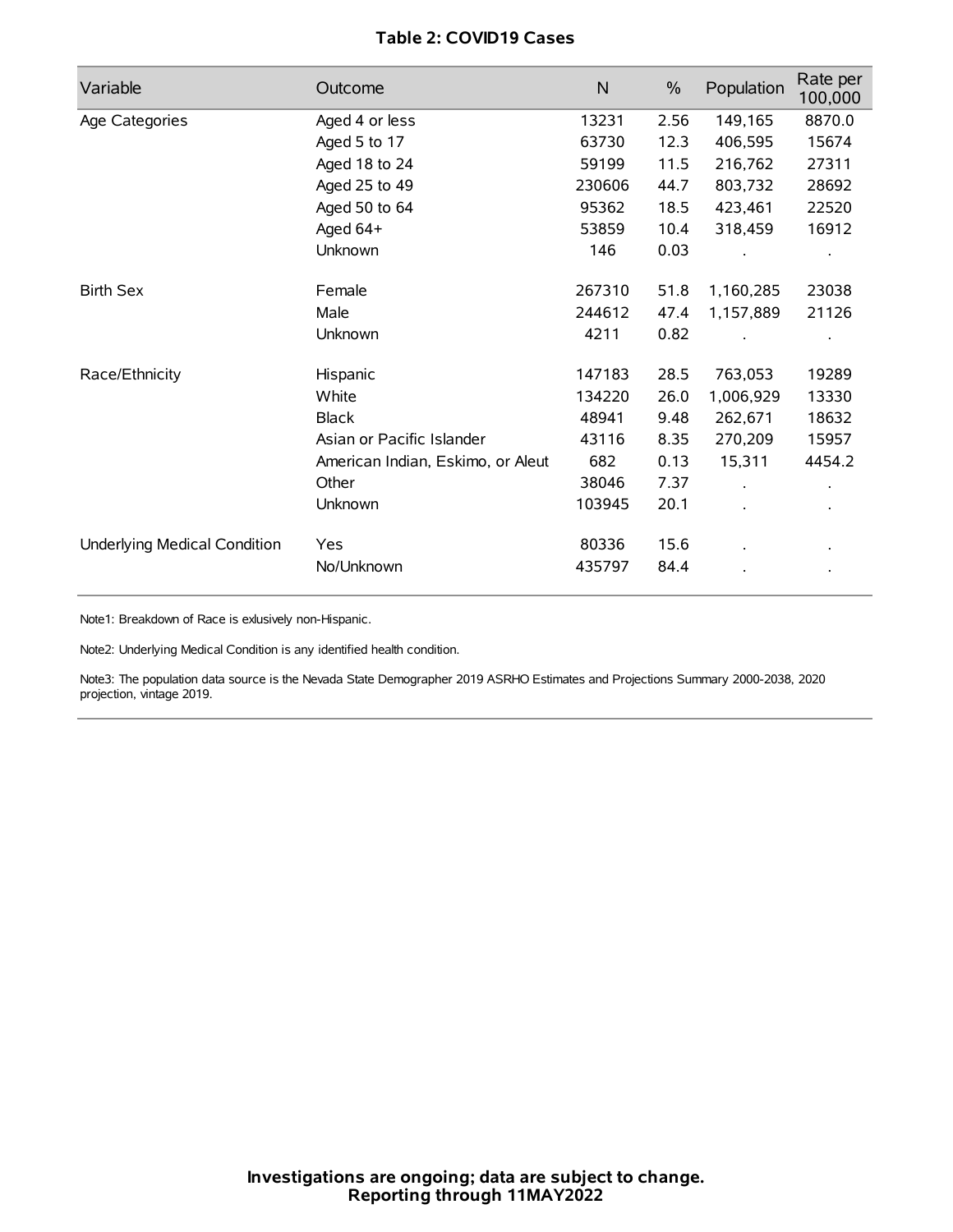**Table 2: COVID19 Cases**

| Variable | Outcome | N | % | Population | Rate per 100,000 |
|---|---|---|---|---|---|
| Age Categories | Aged 4 or less | 13231 | 2.56 | 149,165 | 8870.0 |
| | Aged 5 to 17 | 63730 | 12.3 | 406,595 | 15674 |
| | Aged 18 to 24 | 59199 | 11.5 | 216,762 | 27311 |
| | Aged 25 to 49 | 230606 | 44.7 | 803,732 | 28692 |
| | Aged 50 to 64 | 95362 | 18.5 | 423,461 | 22520 |
| | Aged 64+ | 53859 | 10.4 | 318,459 | 16912 |
| | Unknown | 146 | 0.03 | . | . |
| Birth Sex | Female | 267310 | 51.8 | 1,160,285 | 23038 |
| | Male | 244612 | 47.4 | 1,157,889 | 21126 |
| | Unknown | 4211 | 0.82 | . | . |
| Race/Ethnicity | Hispanic | 147183 | 28.5 | 763,053 | 19289 |
| | White | 134220 | 26.0 | 1,006,929 | 13330 |
| | Black | 48941 | 9.48 | 262,671 | 18632 |
| | Asian or Pacific Islander | 43116 | 8.35 | 270,209 | 15957 |
| | American Indian, Eskimo, or Aleut | 682 | 0.13 | 15,311 | 4454.2 |
| | Other | 38046 | 7.37 | . | . |
| | Unknown | 103945 | 20.1 | . | . |
| Underlying Medical Condition | Yes | 80336 | 15.6 | . | . |
| | No/Unknown | 435797 | 84.4 | . | . |

Note1: Breakdown of Race is exlusively non-Hispanic.

Note2: Underlying Medical Condition is any identified health condition.

Note3: The population data source is the Nevada State Demographer 2019 ASRHO Estimates and Projections Summary 2000-2038, 2020 projection, vintage 2019.

**Investigations are ongoing; data are subject to change.**
**Reporting through 11MAY2022**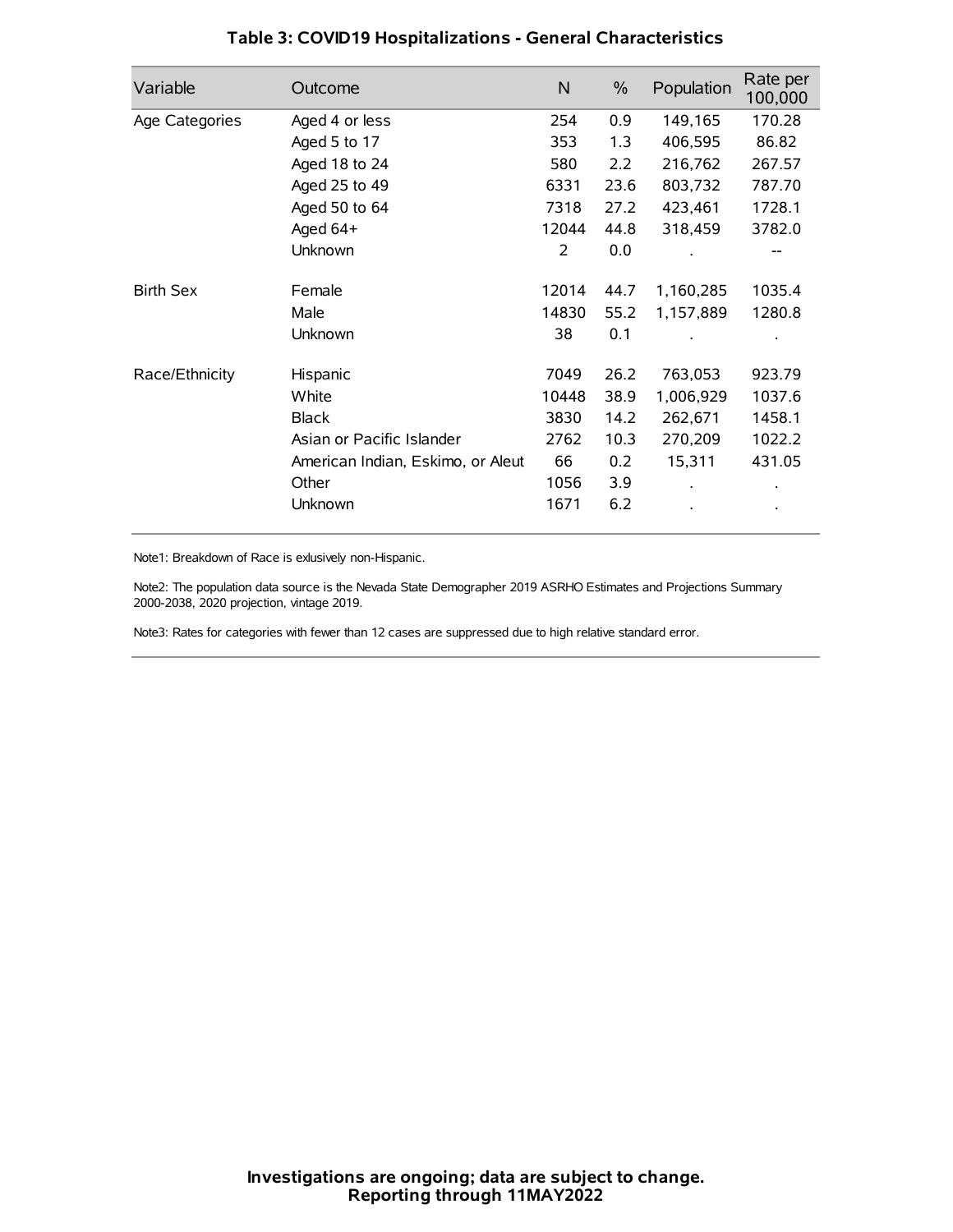## Table 3: COVID19 Hospitalizations - General Characteristics

| Variable | Outcome | N | % | Population | Rate per 100,000 |
|---|---|---|---|---|---|
| Age Categories | Aged 4 or less | 254 | 0.9 | 149,165 | 170.28 |
| | Aged 5 to 17 | 353 | 1.3 | 406,595 | 86.82 |
| | Aged 18 to 24 | 580 | 2.2 | 216,762 | 267.57 |
| | Aged 25 to 49 | 6331 | 23.6 | 803,732 | 787.70 |
| | Aged 50 to 64 | 7318 | 27.2 | 423,461 | 1728.1 |
| | Aged 64+ | 12044 | 44.8 | 318,459 | 3782.0 |
| | Unknown | 2 | 0.0 | . | -- |
| Birth Sex | Female | 12014 | 44.7 | 1,160,285 | 1035.4 |
| | Male | 14830 | 55.2 | 1,157,889 | 1280.8 |
| | Unknown | 38 | 0.1 | . | . |
| Race/Ethnicity | Hispanic | 7049 | 26.2 | 763,053 | 923.79 |
| | White | 10448 | 38.9 | 1,006,929 | 1037.6 |
| | Black | 3830 | 14.2 | 262,671 | 1458.1 |
| | Asian or Pacific Islander | 2762 | 10.3 | 270,209 | 1022.2 |
| | American Indian, Eskimo, or Aleut | 66 | 0.2 | 15,311 | 431.05 |
| | Other | 1056 | 3.9 | . | . |
| | Unknown | 1671 | 6.2 | . | . |

Note1: Breakdown of Race is exlusively non-Hispanic.

Note2: The population data source is the Nevada State Demographer 2019 ASRHO Estimates and Projections Summary 2000-2038, 2020 projection, vintage 2019.

Note3: Rates for categories with fewer than 12 cases are suppressed due to high relative standard error.

**Investigations are ongoing; data are subject to change.**
**Reporting through 11MAY2022**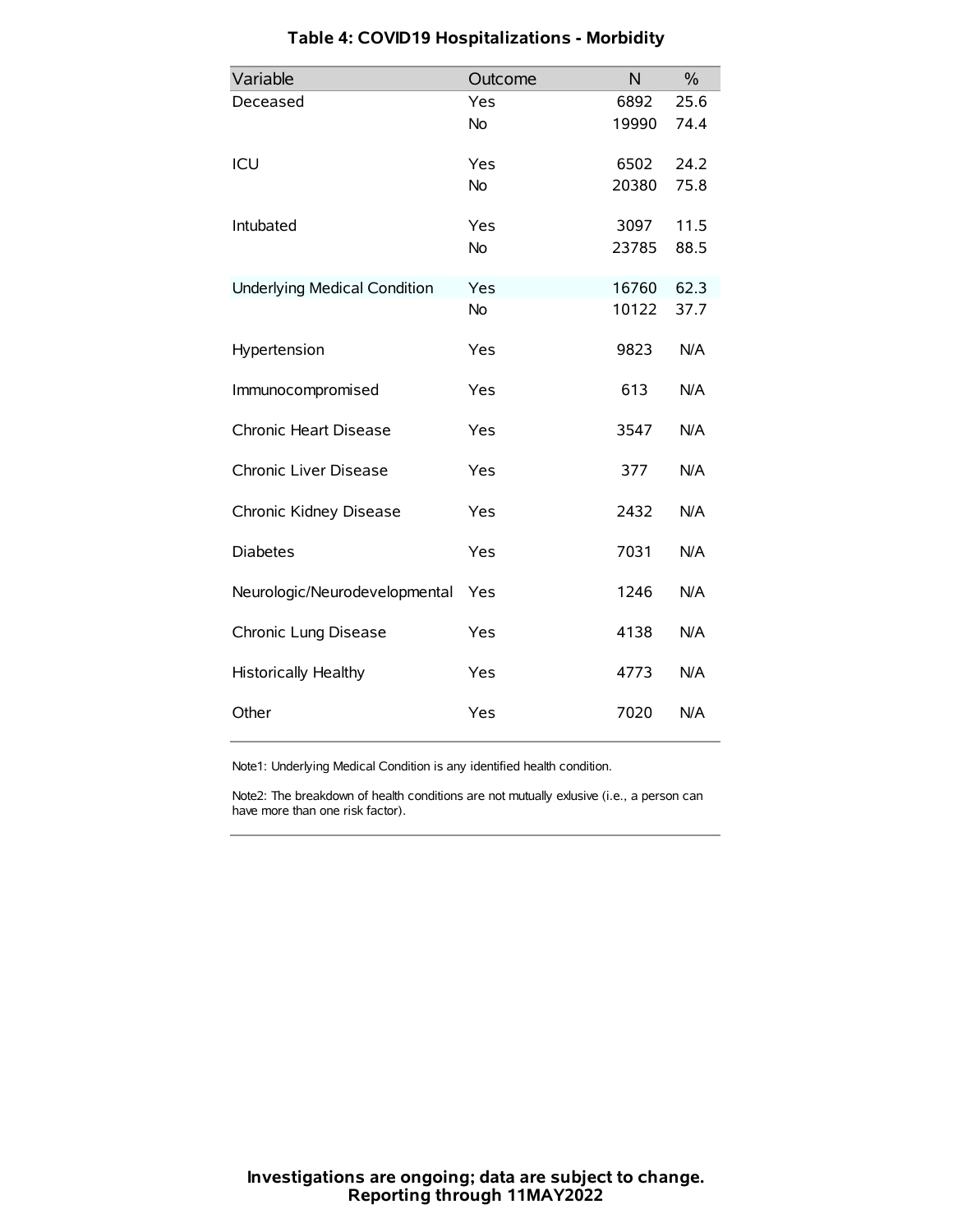## Table 4: COVID19 Hospitalizations - Morbidity

| Variable | Outcome | N | % |
|---|---|---|---|
| Deceased | Yes | 6892 | 25.6 |
| | No | 19990 | 74.4 |
| ICU | Yes | 6502 | 24.2 |
| | No | 20380 | 75.8 |
| Intubated | Yes | 3097 | 11.5 |
| | No | 23785 | 88.5 |
| Underlying Medical Condition | Yes | 16760 | 62.3 |
| | No | 10122 | 37.7 |
| Hypertension | Yes | 9823 | N/A |
| Immunocompromised | Yes | 613 | N/A |
| Chronic Heart Disease | Yes | 3547 | N/A |
| Chronic Liver Disease | Yes | 377 | N/A |
| Chronic Kidney Disease | Yes | 2432 | N/A |
| Diabetes | Yes | 7031 | N/A |
| Neurologic/Neurodevelopmental | Yes | 1246 | N/A |
| Chronic Lung Disease | Yes | 4138 | N/A |
| Historically Healthy | Yes | 4773 | N/A |
| Other | Yes | 7020 | N/A |

Note1: Underlying Medical Condition is any identified health condition.

Note2: The breakdown of health conditions are not mutually exlusive (i.e., a person can have more than one risk factor).

**Investigations are ongoing; data are subject to change.**
**Reporting through 11MAY2022**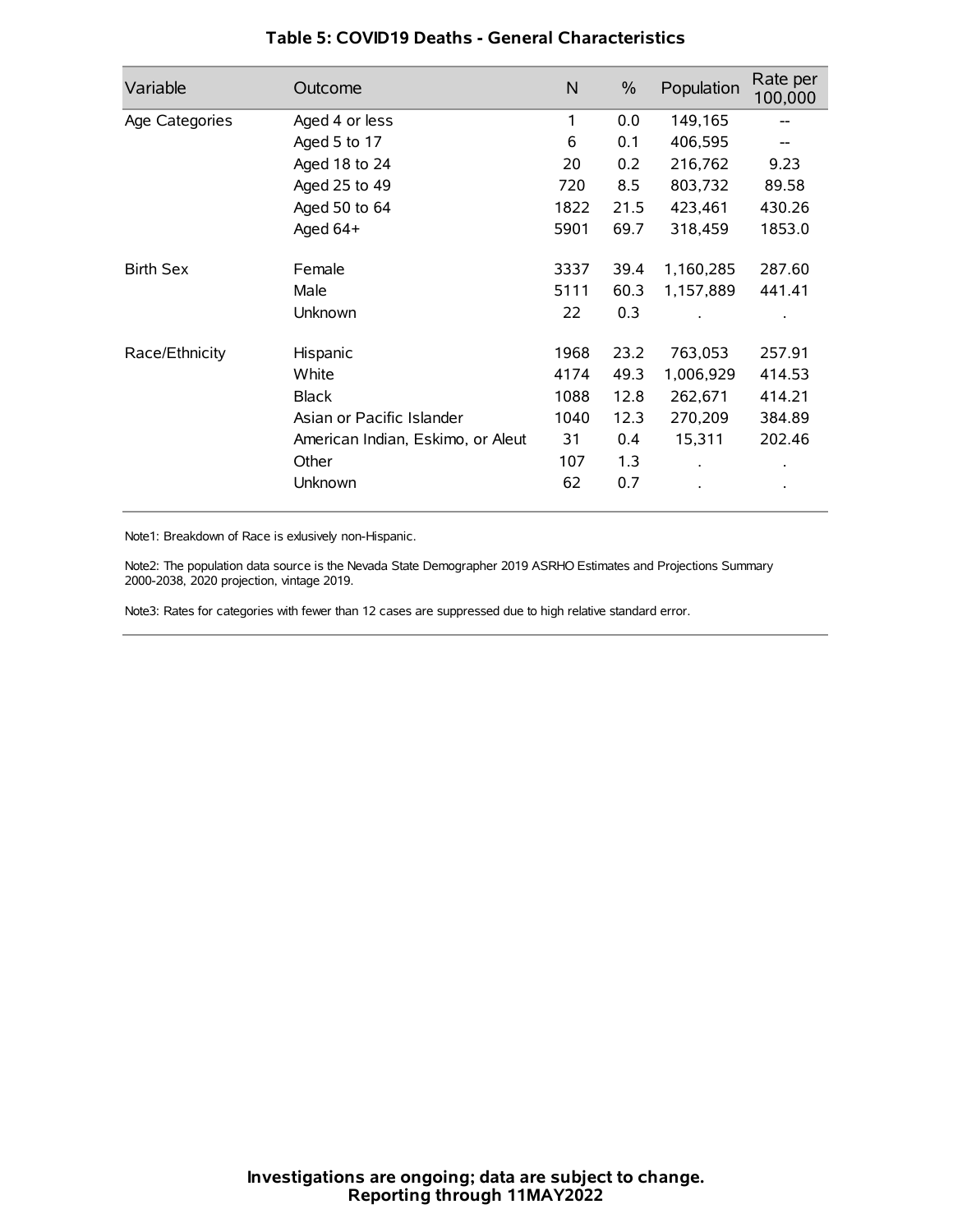## Table 5: COVID19 Deaths - General Characteristics

| Variable | Outcome | N | % | Population | Rate per 100,000 |
|---|---|---|---|---|---|
| Age Categories | Aged 4 or less | 1 | 0.0 | 149,165 | -- |
| | Aged 5 to 17 | 6 | 0.1 | 406,595 | -- |
| | Aged 18 to 24 | 20 | 0.2 | 216,762 | 9.23 |
| | Aged 25 to 49 | 720 | 8.5 | 803,732 | 89.58 |
| | Aged 50 to 64 | 1822 | 21.5 | 423,461 | 430.26 |
| | Aged 64+ | 5901 | 69.7 | 318,459 | 1853.0 |
| Birth Sex | Female | 3337 | 39.4 | 1,160,285 | 287.60 |
| | Male | 5111 | 60.3 | 1,157,889 | 441.41 |
| | Unknown | 22 | 0.3 | . | . |
| Race/Ethnicity | Hispanic | 1968 | 23.2 | 763,053 | 257.91 |
| | White | 4174 | 49.3 | 1,006,929 | 414.53 |
| | Black | 1088 | 12.8 | 262,671 | 414.21 |
| | Asian or Pacific Islander | 1040 | 12.3 | 270,209 | 384.89 |
| | American Indian, Eskimo, or Aleut | 31 | 0.4 | 15,311 | 202.46 |
| | Other | 107 | 1.3 | . | . |
| | Unknown | 62 | 0.7 | . | . |

Note1: Breakdown of Race is exlusively non-Hispanic.

Note2: The population data source is the Nevada State Demographer 2019 ASRHO Estimates and Projections Summary 2000-2038, 2020 projection, vintage 2019.

Note3: Rates for categories with fewer than 12 cases are suppressed due to high relative standard error.

**Investigations are ongoing; data are subject to change.**
**Reporting through 11MAY2022**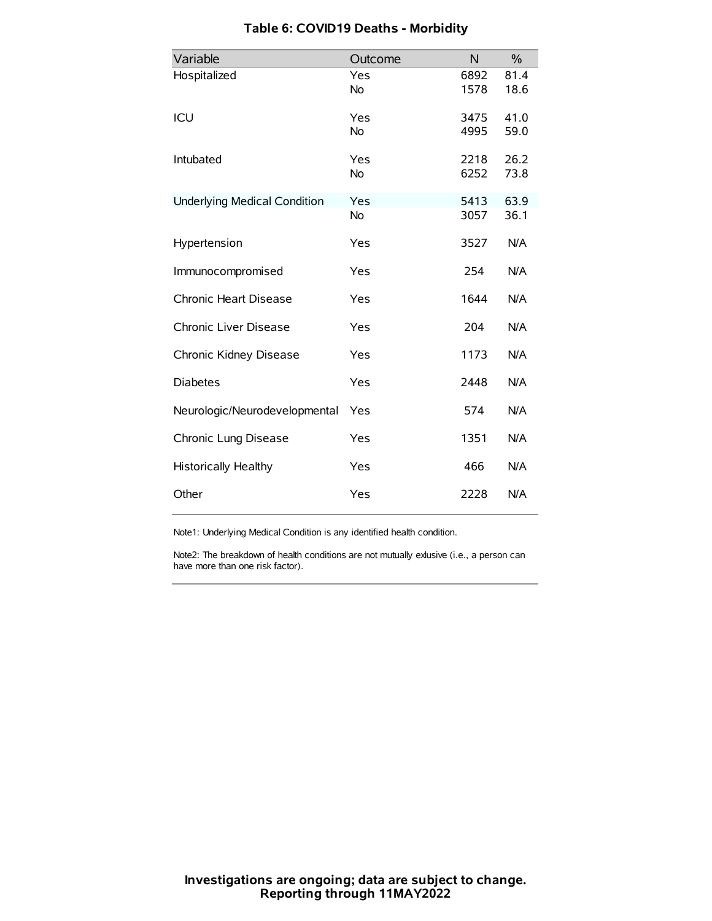## Table 6: COVID19 Deaths - Morbidity

| Variable | Outcome | N | % |
|---|---|---|---|
| Hospitalized | Yes | 6892 | 81.4 |
| | No | 1578 | 18.6 |
| ICU | Yes | 3475 | 41.0 |
| | No | 4995 | 59.0 |
| Intubated | Yes | 2218 | 26.2 |
| | No | 6252 | 73.8 |
| Underlying Medical Condition | Yes | 5413 | 63.9 |
| | No | 3057 | 36.1 |
| Hypertension | Yes | 3527 | N/A |
| Immunocompromised | Yes | 254 | N/A |
| Chronic Heart Disease | Yes | 1644 | N/A |
| Chronic Liver Disease | Yes | 204 | N/A |
| Chronic Kidney Disease | Yes | 1173 | N/A |
| Diabetes | Yes | 2448 | N/A |
| Neurologic/Neurodevelopmental | Yes | 574 | N/A |
| Chronic Lung Disease | Yes | 1351 | N/A |
| Historically Healthy | Yes | 466 | N/A |
| Other | Yes | 2228 | N/A |

Note1: Underlying Medical Condition is any identified health condition.

Note2: The breakdown of health conditions are not mutually exlusive (i.e., a person can have more than one risk factor).

**Investigations are ongoing; data are subject to change.**
**Reporting through 11MAY2022**